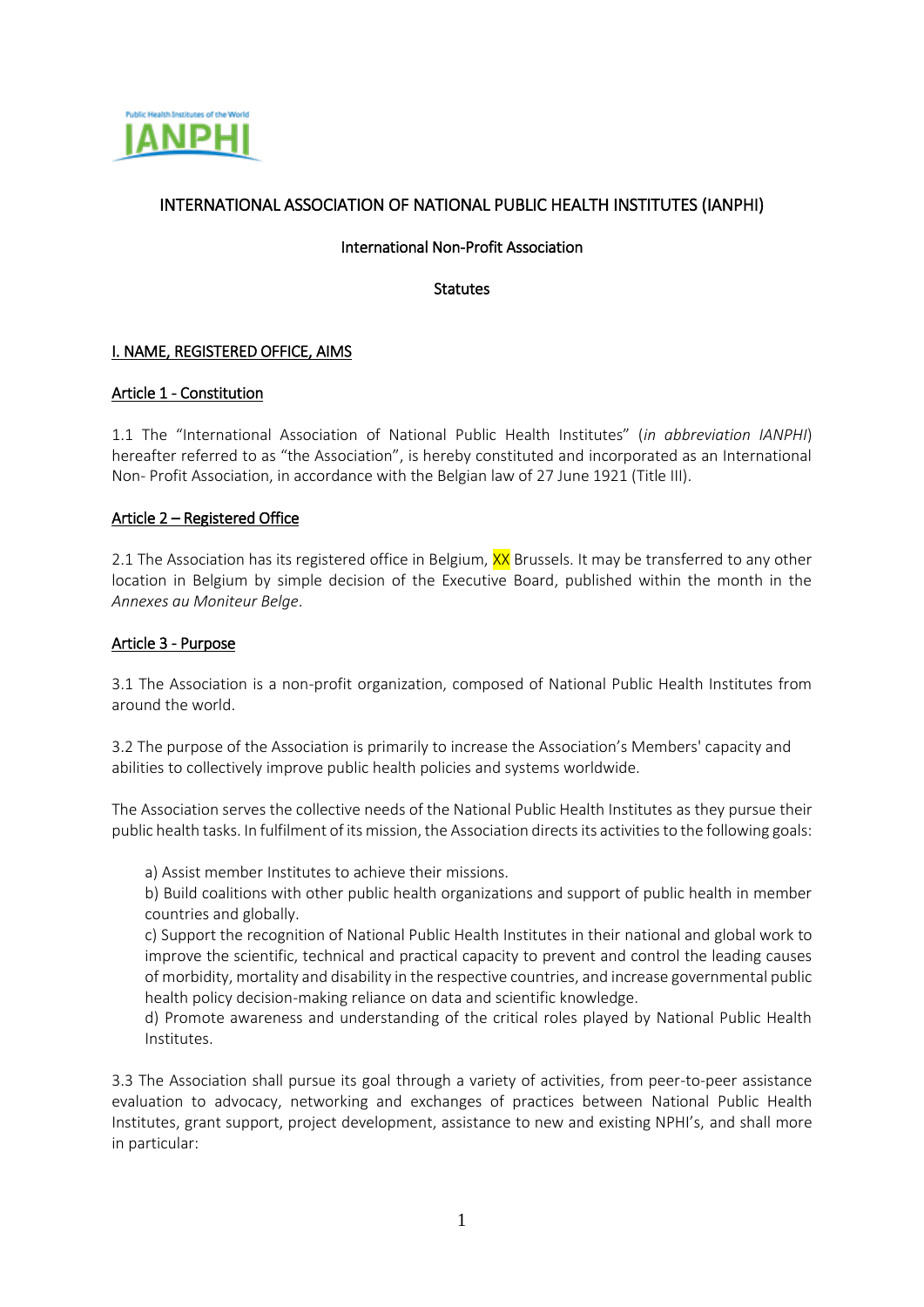# INTERNATIONAL ASSOCIATION OF NATIONAL PUBLIC HEALTH INSTITUTES (IANPHI)

International Non-Profit Association

Statutes

## I. NAME, REGISTERED OFFICE, AIMS

### Article 1 - Constitution

1.1 The "International Association of National Public Health Institutes" (*in abbreviation IANPHI*) hereafter referred to as "the Association", is hereby constituted and incorporated as an International Non- Profit Association, in accordance with the Belgian law of 27 June 1921 (Title III).

### Article 2 – Registered Office

2.1 The Association has its registered office in Belgium, XX Brussels. It may be transferred to any other location in Belgium by simple decision of the Executive Board, published within the month in the *Annexes au Moniteur Belge*.

### Article 3 - Purpose

3.1 The Association is a non-profit organization, composed of National Public Health Institutes from around the world.

3.2 The purpose of the Association is primarily to increase the Association's Members' capacity and abilities to collectively improve public health policies and systems worldwide.

The Association serves the collective needs of the National Public Health Institutes as they pursue their public health tasks. In fulfilment of its mission, the Association directs its activities to the following goals:

a) Assist member Institutes to achieve their missions.
b) Build coalitions with other public health organizations and support of public health in member countries and globally.
c) Support the recognition of National Public Health Institutes in their national and global work to improve the scientific, technical and practical capacity to prevent and control the leading causes of morbidity, mortality and disability in the respective countries, and increase governmental public health policy decision-making reliance on data and scientific knowledge.
d) Promote awareness and understanding of the critical roles played by National Public Health Institutes.

3.3 The Association shall pursue its goal through a variety of activities, from peer-to-peer assistance evaluation to advocacy, networking and exchanges of practices between National Public Health Institutes, grant support, project development, assistance to new and existing NPHI's, and shall more in particular: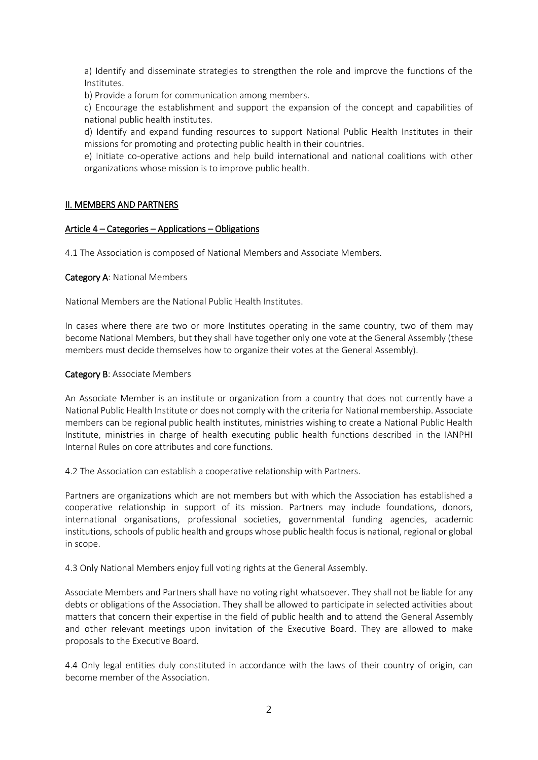a) Identify and disseminate strategies to strengthen the role and improve the functions of the Institutes.

b) Provide a forum for communication among members.

c) Encourage the establishment and support the expansion of the concept and capabilities of national public health institutes.

d) Identify and expand funding resources to support National Public Health Institutes in their missions for promoting and protecting public health in their countries.

e) Initiate co-operative actions and help build international and national coalitions with other organizations whose mission is to improve public health.

## II. MEMBERS AND PARTNERS

### Article 4 – Categories – Applications – Obligations

4.1 The Association is composed of National Members and Associate Members.

**Category A**: National Members

National Members are the National Public Health Institutes.

In cases where there are two or more Institutes operating in the same country, two of them may become National Members, but they shall have together only one vote at the General Assembly (these members must decide themselves how to organize their votes at the General Assembly).

**Category B**: Associate Members

An Associate Member is an institute or organization from a country that does not currently have a National Public Health Institute or does not comply with the criteria for National membership. Associate members can be regional public health institutes, ministries wishing to create a National Public Health Institute, ministries in charge of health executing public health functions described in the IANPHI Internal Rules on core attributes and core functions.

4.2 The Association can establish a cooperative relationship with Partners.

Partners are organizations which are not members but with which the Association has established a cooperative relationship in support of its mission. Partners may include foundations, donors, international organisations, professional societies, governmental funding agencies, academic institutions, schools of public health and groups whose public health focus is national, regional or global in scope.

4.3 Only National Members enjoy full voting rights at the General Assembly.

Associate Members and Partners shall have no voting right whatsoever. They shall not be liable for any debts or obligations of the Association. They shall be allowed to participate in selected activities about matters that concern their expertise in the field of public health and to attend the General Assembly and other relevant meetings upon invitation of the Executive Board. They are allowed to make proposals to the Executive Board.

4.4 Only legal entities duly constituted in accordance with the laws of their country of origin, can become member of the Association.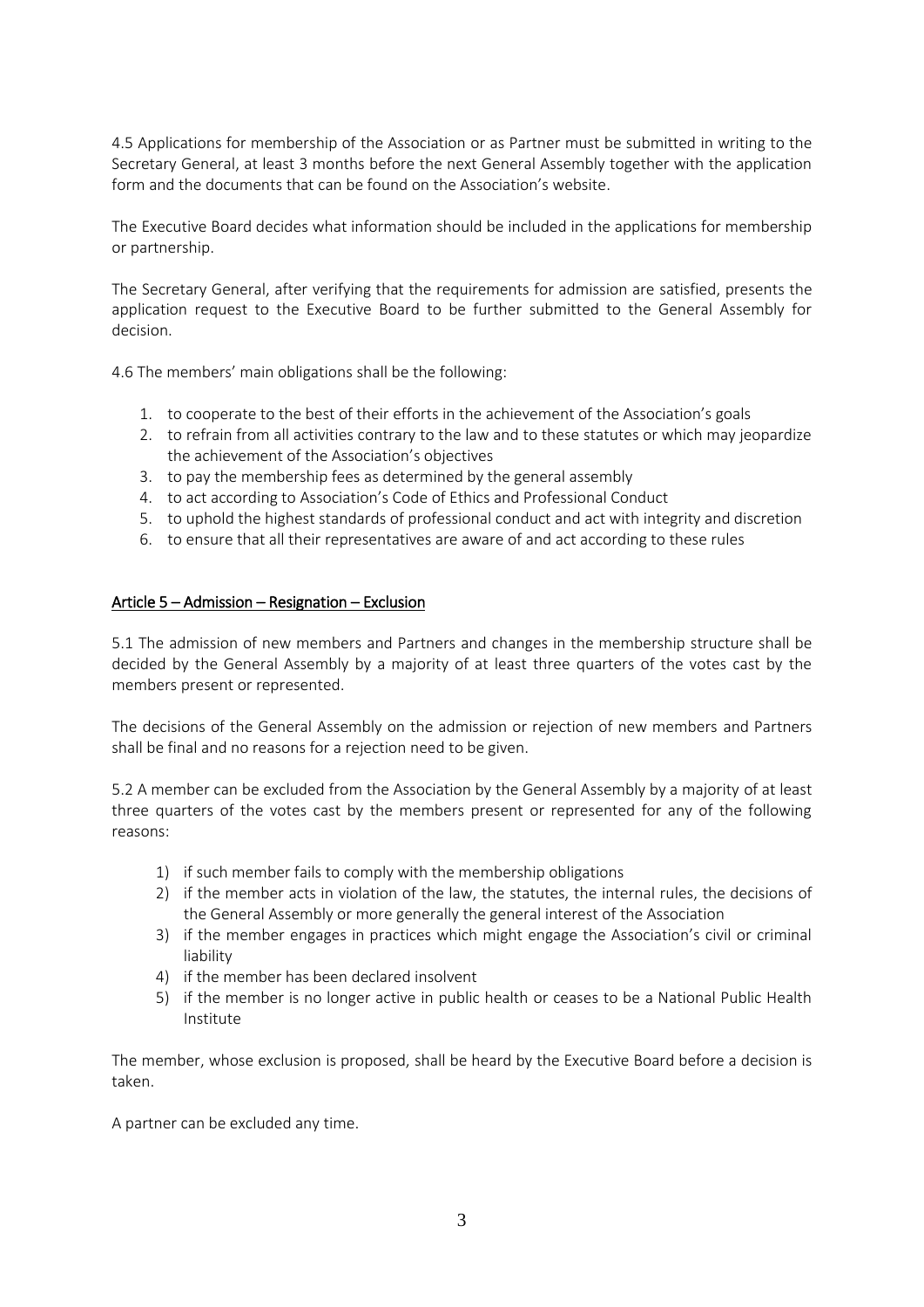4.5 Applications for membership of the Association or as Partner must be submitted in writing to the Secretary General, at least 3 months before the next General Assembly together with the application form and the documents that can be found on the Association's website.

The Executive Board decides what information should be included in the applications for membership or partnership.

The Secretary General, after verifying that the requirements for admission are satisfied, presents the application request to the Executive Board to be further submitted to the General Assembly for decision.

4.6 The members' main obligations shall be the following:

1. to cooperate to the best of their efforts in the achievement of the Association's goals
2. to refrain from all activities contrary to the law and to these statutes or which may jeopardize the achievement of the Association's objectives
3. to pay the membership fees as determined by the general assembly
4. to act according to Association's Code of Ethics and Professional Conduct
5. to uphold the highest standards of professional conduct and act with integrity and discretion
6. to ensure that all their representatives are aware of and act according to these rules

## Article 5 – Admission – Resignation – Exclusion

5.1 The admission of new members and Partners and changes in the membership structure shall be decided by the General Assembly by a majority of at least three quarters of the votes cast by the members present or represented.

The decisions of the General Assembly on the admission or rejection of new members and Partners shall be final and no reasons for a rejection need to be given.

5.2 A member can be excluded from the Association by the General Assembly by a majority of at least three quarters of the votes cast by the members present or represented for any of the following reasons:

1) if such member fails to comply with the membership obligations
2) if the member acts in violation of the law, the statutes, the internal rules, the decisions of the General Assembly or more generally the general interest of the Association
3) if the member engages in practices which might engage the Association's civil or criminal liability
4) if the member has been declared insolvent
5) if the member is no longer active in public health or ceases to be a National Public Health Institute

The member, whose exclusion is proposed, shall be heard by the Executive Board before a decision is taken.

A partner can be excluded any time.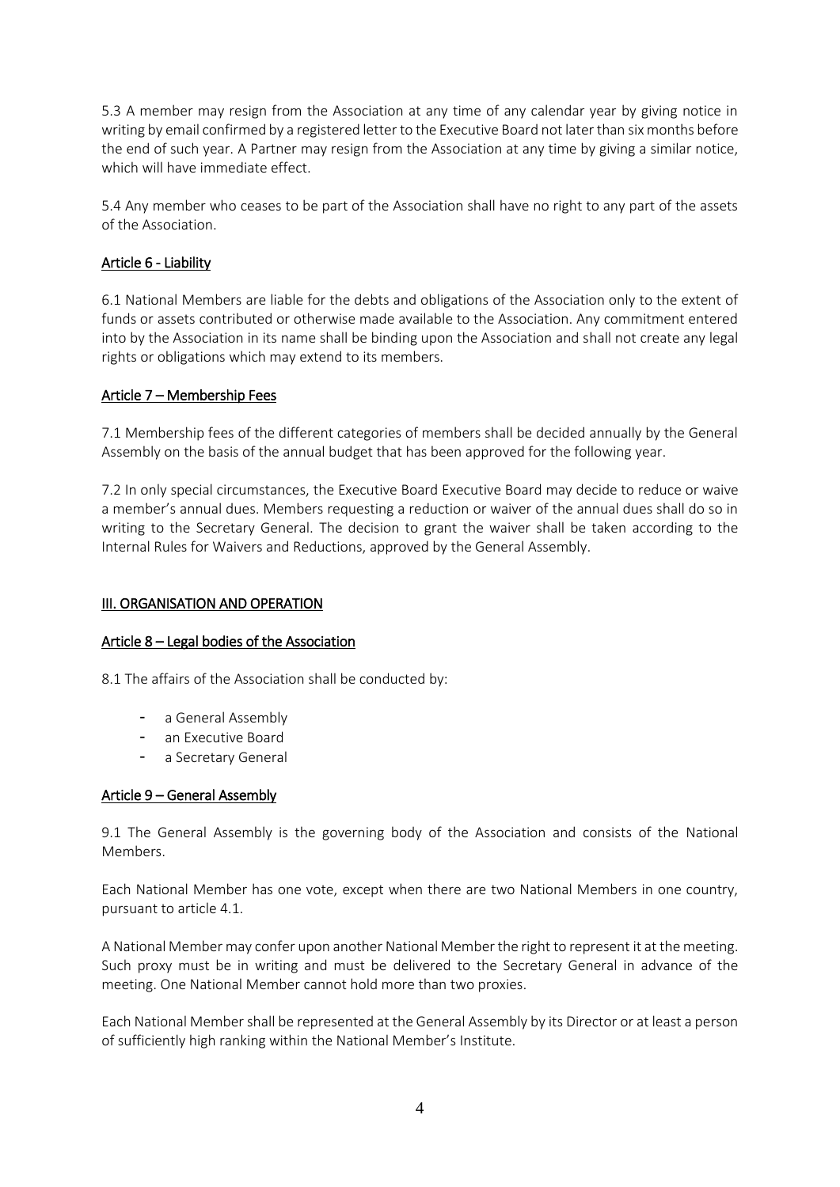5.3 A member may resign from the Association at any time of any calendar year by giving notice in writing by email confirmed by a registered letter to the Executive Board not later than six months before the end of such year. A Partner may resign from the Association at any time by giving a similar notice, which will have immediate effect.

5.4 Any member who ceases to be part of the Association shall have no right to any part of the assets of the Association.

## Article 6 - Liability

6.1 National Members are liable for the debts and obligations of the Association only to the extent of funds or assets contributed or otherwise made available to the Association. Any commitment entered into by the Association in its name shall be binding upon the Association and shall not create any legal rights or obligations which may extend to its members.

## Article 7 – Membership Fees

7.1 Membership fees of the different categories of members shall be decided annually by the General Assembly on the basis of the annual budget that has been approved for the following year.

7.2 In only special circumstances, the Executive Board Executive Board may decide to reduce or waive a member's annual dues. Members requesting a reduction or waiver of the annual dues shall do so in writing to the Secretary General. The decision to grant the waiver shall be taken according to the Internal Rules for Waivers and Reductions, approved by the General Assembly.

# III. ORGANISATION AND OPERATION

## Article 8 – Legal bodies of the Association

8.1 The affairs of the Association shall be conducted by:

- a General Assembly
- an Executive Board
- a Secretary General

## Article 9 – General Assembly

9.1 The General Assembly is the governing body of the Association and consists of the National Members.

Each National Member has one vote, except when there are two National Members in one country, pursuant to article 4.1.

A National Member may confer upon another National Member the right to represent it at the meeting. Such proxy must be in writing and must be delivered to the Secretary General in advance of the meeting. One National Member cannot hold more than two proxies.

Each National Member shall be represented at the General Assembly by its Director or at least a person of sufficiently high ranking within the National Member's Institute.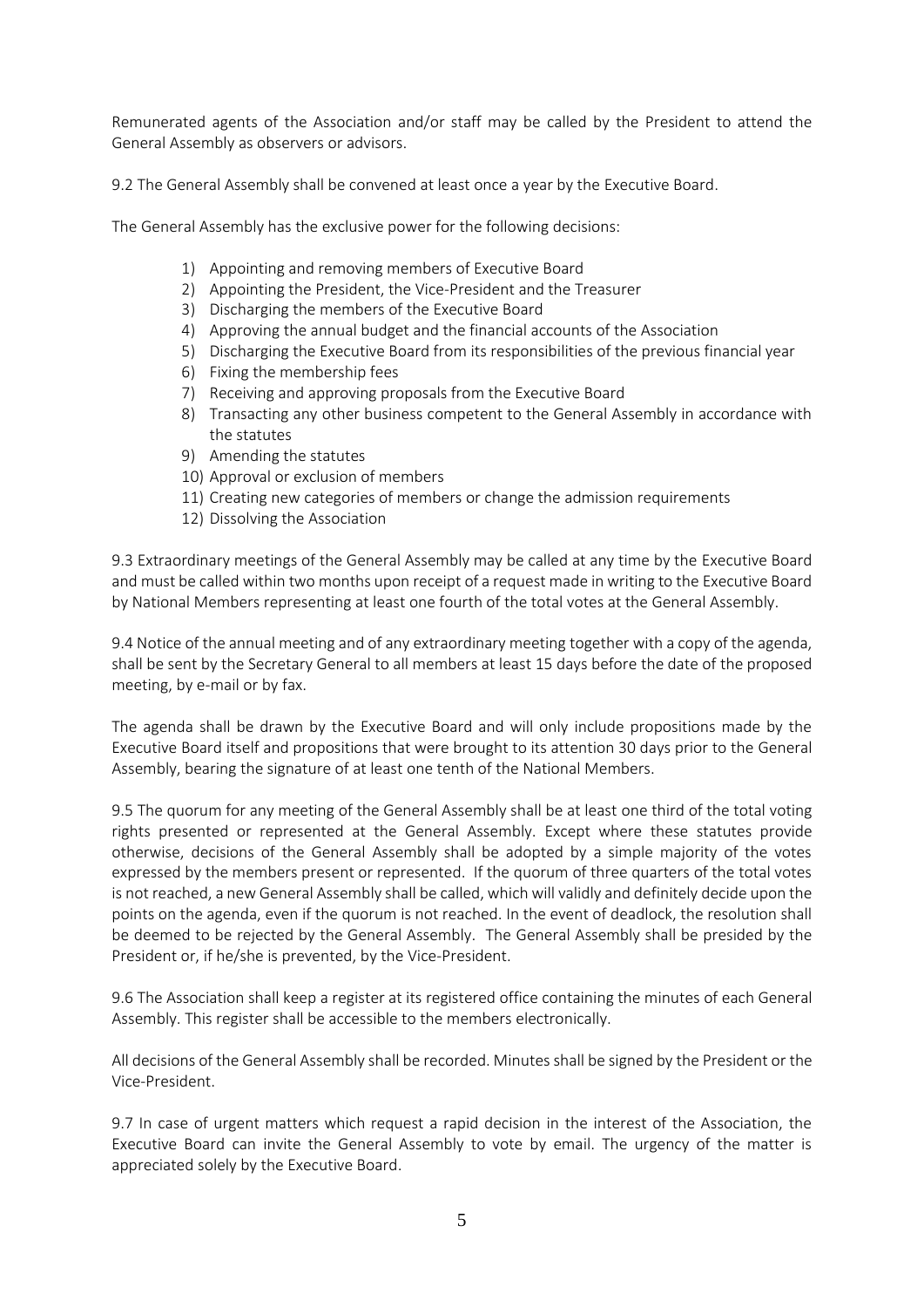Remunerated agents of the Association and/or staff may be called by the President to attend the General Assembly as observers or advisors.

9.2 The General Assembly shall be convened at least once a year by the Executive Board.

The General Assembly has the exclusive power for the following decisions:

1) Appointing and removing members of Executive Board
2) Appointing the President, the Vice-President and the Treasurer
3) Discharging the members of the Executive Board
4) Approving the annual budget and the financial accounts of the Association
5) Discharging the Executive Board from its responsibilities of the previous financial year
6) Fixing the membership fees
7) Receiving and approving proposals from the Executive Board
8) Transacting any other business competent to the General Assembly in accordance with the statutes
9) Amending the statutes
10) Approval or exclusion of members
11) Creating new categories of members or change the admission requirements
12) Dissolving the Association

9.3 Extraordinary meetings of the General Assembly may be called at any time by the Executive Board and must be called within two months upon receipt of a request made in writing to the Executive Board by National Members representing at least one fourth of the total votes at the General Assembly.

9.4 Notice of the annual meeting and of any extraordinary meeting together with a copy of the agenda, shall be sent by the Secretary General to all members at least 15 days before the date of the proposed meeting, by e-mail or by fax.

The agenda shall be drawn by the Executive Board and will only include propositions made by the Executive Board itself and propositions that were brought to its attention 30 days prior to the General Assembly, bearing the signature of at least one tenth of the National Members.

9.5 The quorum for any meeting of the General Assembly shall be at least one third of the total voting rights presented or represented at the General Assembly. Except where these statutes provide otherwise, decisions of the General Assembly shall be adopted by a simple majority of the votes expressed by the members present or represented. If the quorum of three quarters of the total votes is not reached, a new General Assembly shall be called, which will validly and definitely decide upon the points on the agenda, even if the quorum is not reached. In the event of deadlock, the resolution shall be deemed to be rejected by the General Assembly. The General Assembly shall be presided by the President or, if he/she is prevented, by the Vice-President.

9.6 The Association shall keep a register at its registered office containing the minutes of each General Assembly. This register shall be accessible to the members electronically.

All decisions of the General Assembly shall be recorded. Minutes shall be signed by the President or the Vice-President.

9.7 In case of urgent matters which request a rapid decision in the interest of the Association, the Executive Board can invite the General Assembly to vote by email. The urgency of the matter is appreciated solely by the Executive Board.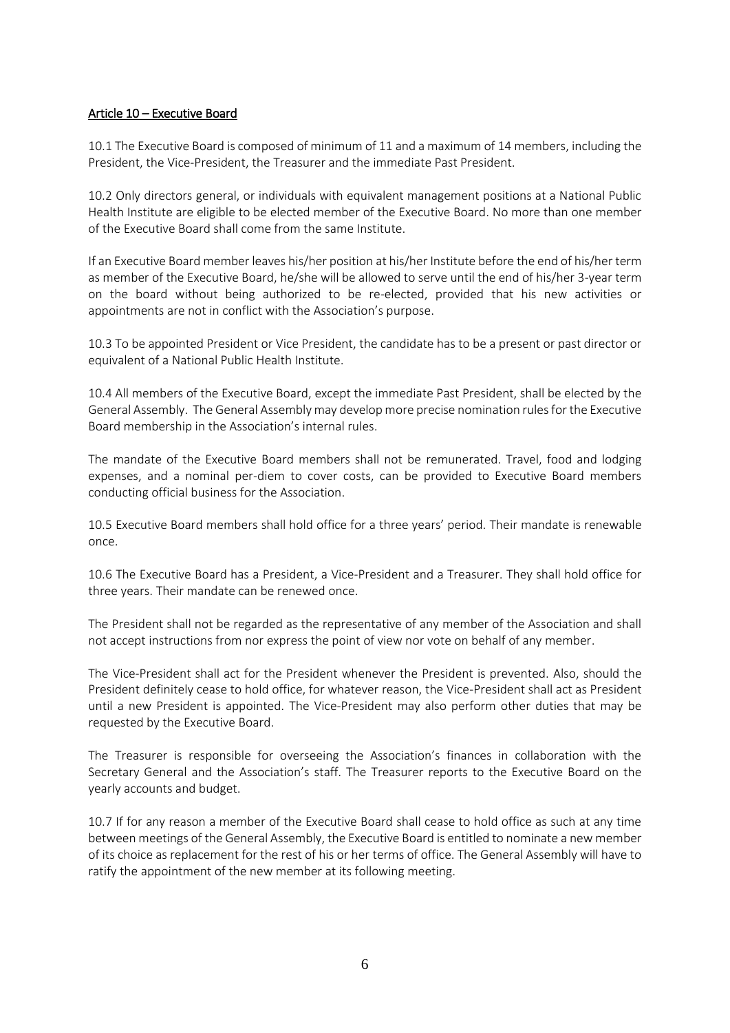## Article 10 – Executive Board

10.1 The Executive Board is composed of minimum of 11 and a maximum of 14 members, including the President, the Vice-President, the Treasurer and the immediate Past President.

10.2 Only directors general, or individuals with equivalent management positions at a National Public Health Institute are eligible to be elected member of the Executive Board. No more than one member of the Executive Board shall come from the same Institute.

If an Executive Board member leaves his/her position at his/her Institute before the end of his/her term as member of the Executive Board, he/she will be allowed to serve until the end of his/her 3-year term on the board without being authorized to be re-elected, provided that his new activities or appointments are not in conflict with the Association's purpose.

10.3 To be appointed President or Vice President, the candidate has to be a present or past director or equivalent of a National Public Health Institute.

10.4 All members of the Executive Board, except the immediate Past President, shall be elected by the General Assembly. The General Assembly may develop more precise nomination rules for the Executive Board membership in the Association's internal rules.

The mandate of the Executive Board members shall not be remunerated. Travel, food and lodging expenses, and a nominal per-diem to cover costs, can be provided to Executive Board members conducting official business for the Association.

10.5 Executive Board members shall hold office for a three years' period. Their mandate is renewable once.

10.6 The Executive Board has a President, a Vice-President and a Treasurer. They shall hold office for three years. Their mandate can be renewed once.

The President shall not be regarded as the representative of any member of the Association and shall not accept instructions from nor express the point of view nor vote on behalf of any member.

The Vice-President shall act for the President whenever the President is prevented. Also, should the President definitely cease to hold office, for whatever reason, the Vice-President shall act as President until a new President is appointed. The Vice-President may also perform other duties that may be requested by the Executive Board.

The Treasurer is responsible for overseeing the Association's finances in collaboration with the Secretary General and the Association's staff. The Treasurer reports to the Executive Board on the yearly accounts and budget.

10.7 If for any reason a member of the Executive Board shall cease to hold office as such at any time between meetings of the General Assembly, the Executive Board is entitled to nominate a new member of its choice as replacement for the rest of his or her terms of office. The General Assembly will have to ratify the appointment of the new member at its following meeting.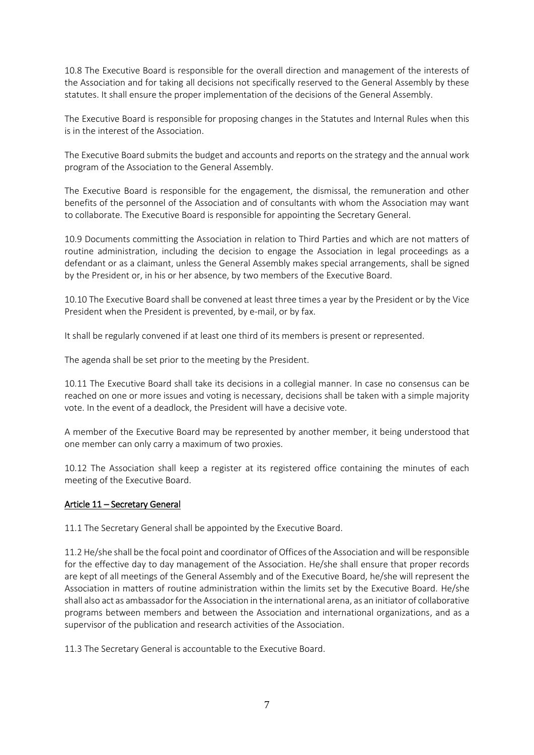10.8 The Executive Board is responsible for the overall direction and management of the interests of the Association and for taking all decisions not specifically reserved to the General Assembly by these statutes. It shall ensure the proper implementation of the decisions of the General Assembly.

The Executive Board is responsible for proposing changes in the Statutes and Internal Rules when this is in the interest of the Association.

The Executive Board submits the budget and accounts and reports on the strategy and the annual work program of the Association to the General Assembly.

The Executive Board is responsible for the engagement, the dismissal, the remuneration and other benefits of the personnel of the Association and of consultants with whom the Association may want to collaborate. The Executive Board is responsible for appointing the Secretary General.

10.9 Documents committing the Association in relation to Third Parties and which are not matters of routine administration, including the decision to engage the Association in legal proceedings as a defendant or as a claimant, unless the General Assembly makes special arrangements, shall be signed by the President or, in his or her absence, by two members of the Executive Board.

10.10 The Executive Board shall be convened at least three times a year by the President or by the Vice President when the President is prevented, by e-mail, or by fax.

It shall be regularly convened if at least one third of its members is present or represented.

The agenda shall be set prior to the meeting by the President.

10.11 The Executive Board shall take its decisions in a collegial manner. In case no consensus can be reached on one or more issues and voting is necessary, decisions shall be taken with a simple majority vote. In the event of a deadlock, the President will have a decisive vote.

A member of the Executive Board may be represented by another member, it being understood that one member can only carry a maximum of two proxies.

10.12 The Association shall keep a register at its registered office containing the minutes of each meeting of the Executive Board.

## Article 11 – Secretary General

11.1 The Secretary General shall be appointed by the Executive Board.

11.2 He/she shall be the focal point and coordinator of Offices of the Association and will be responsible for the effective day to day management of the Association. He/she shall ensure that proper records are kept of all meetings of the General Assembly and of the Executive Board, he/she will represent the Association in matters of routine administration within the limits set by the Executive Board. He/she shall also act as ambassador for the Association in the international arena, as an initiator of collaborative programs between members and between the Association and international organizations, and as a supervisor of the publication and research activities of the Association.

11.3 The Secretary General is accountable to the Executive Board.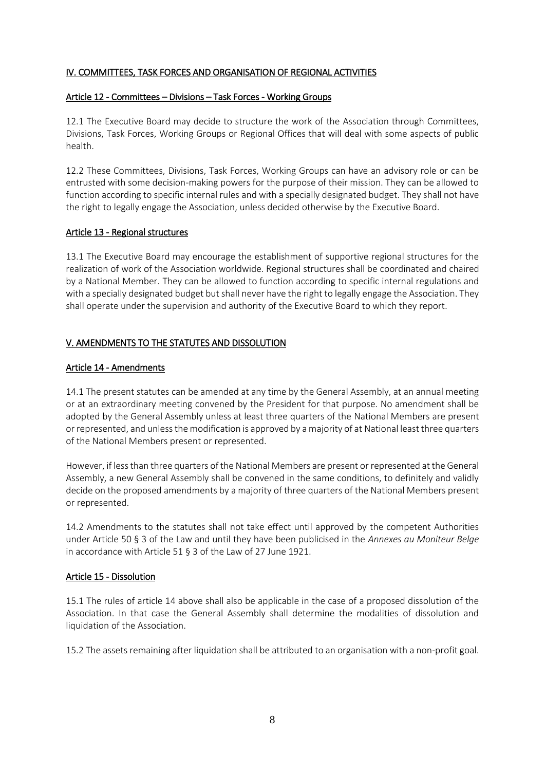## IV. COMMITTEES, TASK FORCES AND ORGANISATION OF REGIONAL ACTIVITIES

### Article 12 - Committees – Divisions – Task Forces - Working Groups

12.1 The Executive Board may decide to structure the work of the Association through Committees, Divisions, Task Forces, Working Groups or Regional Offices that will deal with some aspects of public health.

12.2 These Committees, Divisions, Task Forces, Working Groups can have an advisory role or can be entrusted with some decision-making powers for the purpose of their mission. They can be allowed to function according to specific internal rules and with a specially designated budget. They shall not have the right to legally engage the Association, unless decided otherwise by the Executive Board.

### Article 13 - Regional structures

13.1 The Executive Board may encourage the establishment of supportive regional structures for the realization of work of the Association worldwide. Regional structures shall be coordinated and chaired by a National Member. They can be allowed to function according to specific internal regulations and with a specially designated budget but shall never have the right to legally engage the Association. They shall operate under the supervision and authority of the Executive Board to which they report.

## V. AMENDMENTS TO THE STATUTES AND DISSOLUTION

### Article 14 - Amendments

14.1 The present statutes can be amended at any time by the General Assembly, at an annual meeting or at an extraordinary meeting convened by the President for that purpose. No amendment shall be adopted by the General Assembly unless at least three quarters of the National Members are present or represented, and unless the modification is approved by a majority of at National least three quarters of the National Members present or represented.

However, if less than three quarters of the National Members are present or represented at the General Assembly, a new General Assembly shall be convened in the same conditions, to definitely and validly decide on the proposed amendments by a majority of three quarters of the National Members present or represented.

14.2 Amendments to the statutes shall not take effect until approved by the competent Authorities under Article 50 § 3 of the Law and until they have been publicised in the *Annexes au Moniteur Belge* in accordance with Article 51 § 3 of the Law of 27 June 1921.

### Article 15 - Dissolution

15.1 The rules of article 14 above shall also be applicable in the case of a proposed dissolution of the Association. In that case the General Assembly shall determine the modalities of dissolution and liquidation of the Association.

15.2 The assets remaining after liquidation shall be attributed to an organisation with a non-profit goal.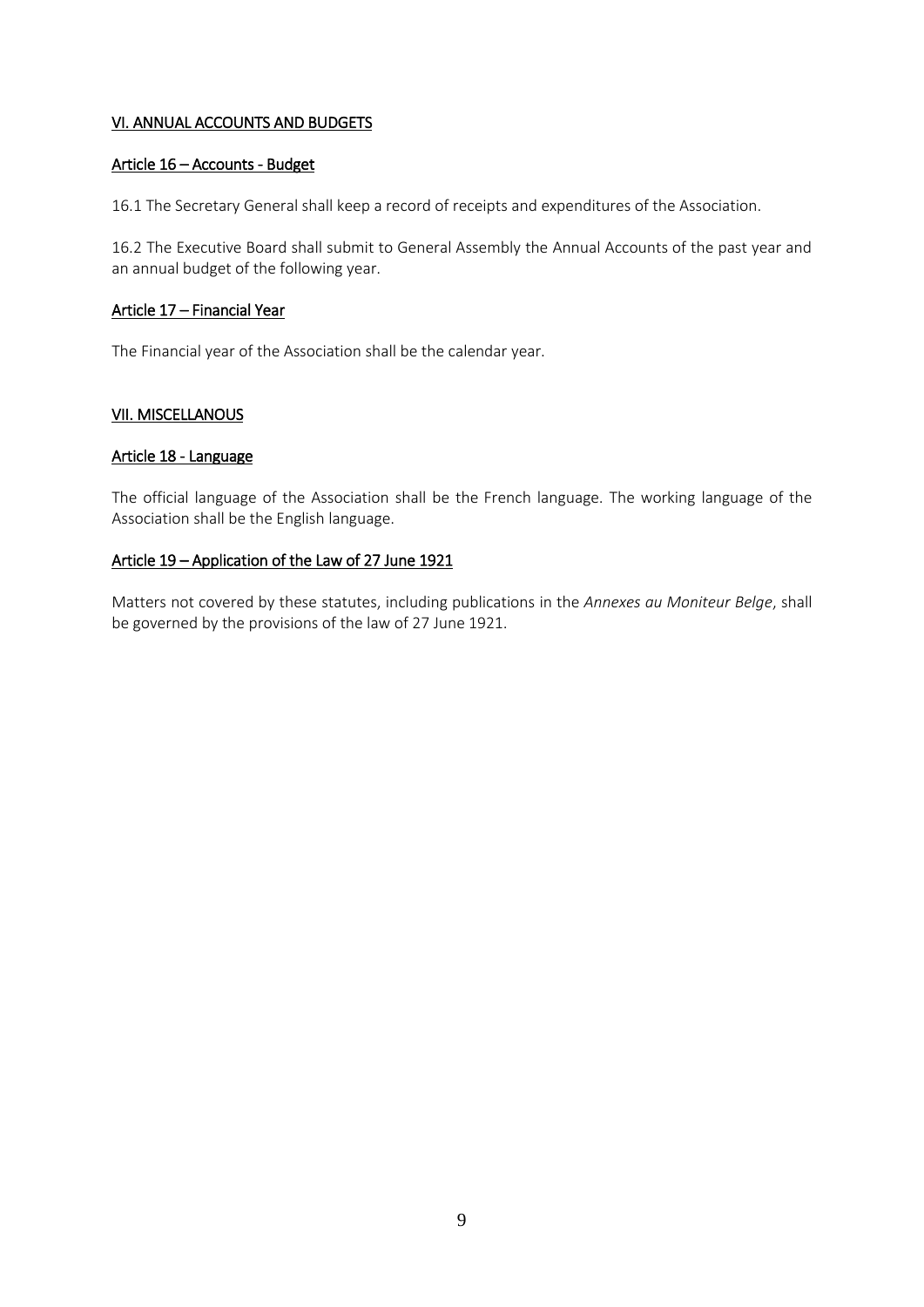## VI. ANNUAL ACCOUNTS AND BUDGETS

### Article 16 – Accounts - Budget

16.1 The Secretary General shall keep a record of receipts and expenditures of the Association.

16.2 The Executive Board shall submit to General Assembly the Annual Accounts of the past year and an annual budget of the following year.

### Article 17 – Financial Year

The Financial year of the Association shall be the calendar year.

## VII. MISCELLANOUS

### Article 18 - Language

The official language of the Association shall be the French language. The working language of the Association shall be the English language.

### Article 19 – Application of the Law of 27 June 1921

Matters not covered by these statutes, including publications in the *Annexes au Moniteur Belge*, shall be governed by the provisions of the law of 27 June 1921.